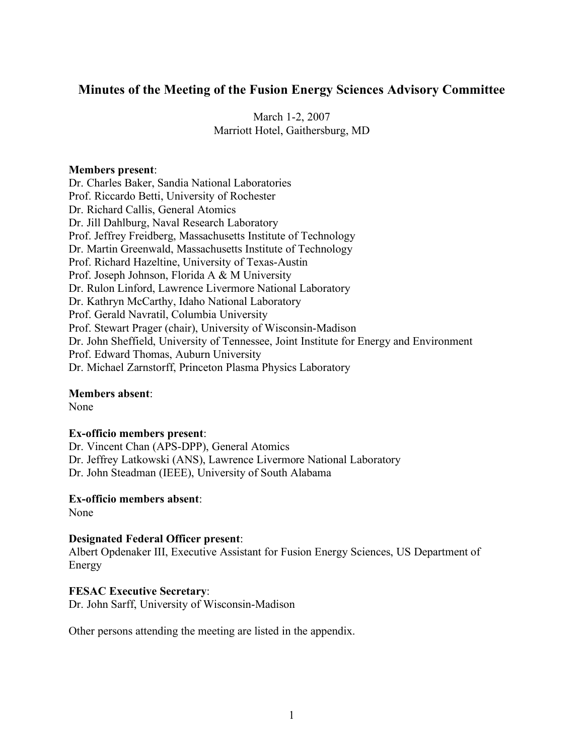# Minutes of the Meeting of the Fusion Energy Sciences Advisory Committee

March 1-2, 2007
Marriott Hotel, Gaithersburg, MD

**Members present**:
Dr. Charles Baker, Sandia National Laboratories
Prof. Riccardo Betti, University of Rochester
Dr. Richard Callis, General Atomics
Dr. Jill Dahlburg, Naval Research Laboratory
Prof. Jeffrey Freidberg, Massachusetts Institute of Technology
Dr. Martin Greenwald, Massachusetts Institute of Technology
Prof. Richard Hazeltine, University of Texas-Austin
Prof. Joseph Johnson, Florida A & M University
Dr. Rulon Linford, Lawrence Livermore National Laboratory
Dr. Kathryn McCarthy, Idaho National Laboratory
Prof. Gerald Navratil, Columbia University
Prof. Stewart Prager (chair), University of Wisconsin-Madison
Dr. John Sheffield, University of Tennessee, Joint Institute for Energy and Environment
Prof. Edward Thomas, Auburn University
Dr. Michael Zarnstorff, Princeton Plasma Physics Laboratory

**Members absent**:
None

**Ex-officio members present**:
Dr. Vincent Chan (APS-DPP), General Atomics
Dr. Jeffrey Latkowski (ANS), Lawrence Livermore National Laboratory
Dr. John Steadman (IEEE), University of South Alabama

**Ex-officio members absent**:
None

**Designated Federal Officer present**:
Albert Opdenaker III, Executive Assistant for Fusion Energy Sciences, US Department of Energy

**FESAC Executive Secretary**:
Dr. John Sarff, University of Wisconsin-Madison

Other persons attending the meeting are listed in the appendix.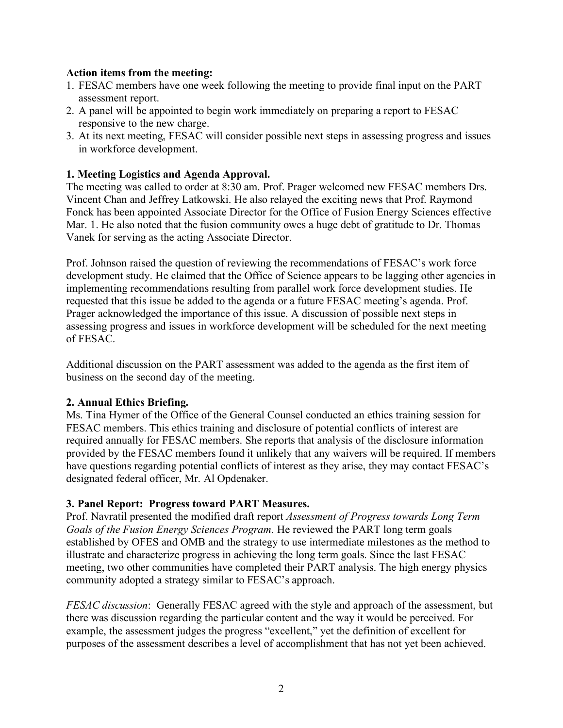**Action items from the meeting:**

1. FESAC members have one week following the meeting to provide final input on the PART assessment report.
2. A panel will be appointed to begin work immediately on preparing a report to FESAC responsive to the new charge.
3. At its next meeting, FESAC will consider possible next steps in assessing progress and issues in workforce development.

**1. Meeting Logistics and Agenda Approval.**

The meeting was called to order at 8:30 am. Prof. Prager welcomed new FESAC members Drs. Vincent Chan and Jeffrey Latkowski. He also relayed the exciting news that Prof. Raymond Fonck has been appointed Associate Director for the Office of Fusion Energy Sciences effective Mar. 1. He also noted that the fusion community owes a huge debt of gratitude to Dr. Thomas Vanek for serving as the acting Associate Director.

Prof. Johnson raised the question of reviewing the recommendations of FESAC's work force development study. He claimed that the Office of Science appears to be lagging other agencies in implementing recommendations resulting from parallel work force development studies. He requested that this issue be added to the agenda or a future FESAC meeting's agenda. Prof. Prager acknowledged the importance of this issue. A discussion of possible next steps in assessing progress and issues in workforce development will be scheduled for the next meeting of FESAC.

Additional discussion on the PART assessment was added to the agenda as the first item of business on the second day of the meeting.

**2. Annual Ethics Briefing.**

Ms. Tina Hymer of the Office of the General Counsel conducted an ethics training session for FESAC members. This ethics training and disclosure of potential conflicts of interest are required annually for FESAC members. She reports that analysis of the disclosure information provided by the FESAC members found it unlikely that any waivers will be required. If members have questions regarding potential conflicts of interest as they arise, they may contact FESAC's designated federal officer, Mr. Al Opdenaker.

**3. Panel Report: Progress toward PART Measures.**

Prof. Navratil presented the modified draft report *Assessment of Progress towards Long Term Goals of the Fusion Energy Sciences Program*. He reviewed the PART long term goals established by OFES and OMB and the strategy to use intermediate milestones as the method to illustrate and characterize progress in achieving the long term goals. Since the last FESAC meeting, two other communities have completed their PART analysis. The high energy physics community adopted a strategy similar to FESAC's approach.

*FESAC discussion*: Generally FESAC agreed with the style and approach of the assessment, but there was discussion regarding the particular content and the way it would be perceived. For example, the assessment judges the progress "excellent," yet the definition of excellent for purposes of the assessment describes a level of accomplishment that has not yet been achieved.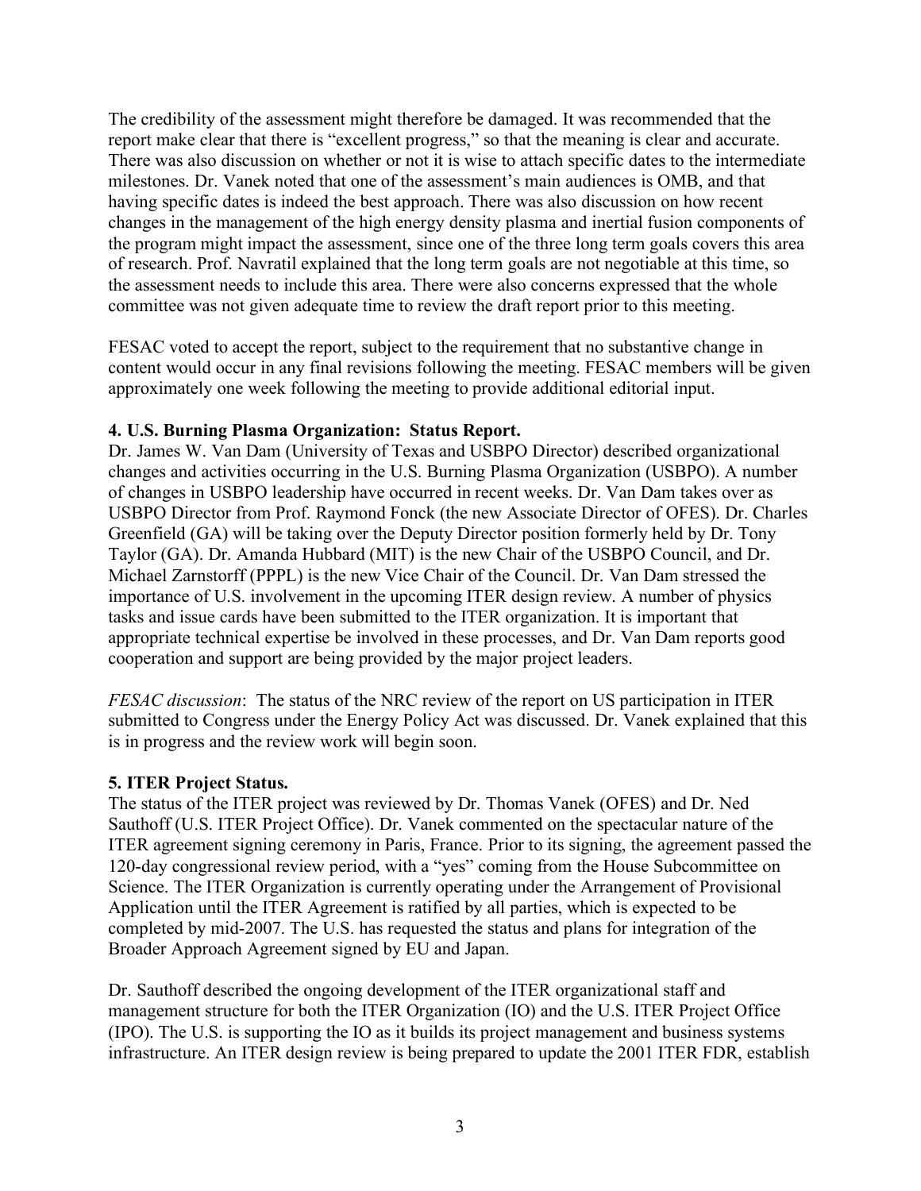The credibility of the assessment might therefore be damaged. It was recommended that the report make clear that there is "excellent progress," so that the meaning is clear and accurate. There was also discussion on whether or not it is wise to attach specific dates to the intermediate milestones. Dr. Vanek noted that one of the assessment's main audiences is OMB, and that having specific dates is indeed the best approach. There was also discussion on how recent changes in the management of the high energy density plasma and inertial fusion components of the program might impact the assessment, since one of the three long term goals covers this area of research. Prof. Navratil explained that the long term goals are not negotiable at this time, so the assessment needs to include this area. There were also concerns expressed that the whole committee was not given adequate time to review the draft report prior to this meeting.

FESAC voted to accept the report, subject to the requirement that no substantive change in content would occur in any final revisions following the meeting. FESAC members will be given approximately one week following the meeting to provide additional editorial input.

**4. U.S. Burning Plasma Organization: Status Report.**

Dr. James W. Van Dam (University of Texas and USBPO Director) described organizational changes and activities occurring in the U.S. Burning Plasma Organization (USBPO). A number of changes in USBPO leadership have occurred in recent weeks. Dr. Van Dam takes over as USBPO Director from Prof. Raymond Fonck (the new Associate Director of OFES). Dr. Charles Greenfield (GA) will be taking over the Deputy Director position formerly held by Dr. Tony Taylor (GA). Dr. Amanda Hubbard (MIT) is the new Chair of the USBPO Council, and Dr. Michael Zarnstorff (PPPL) is the new Vice Chair of the Council. Dr. Van Dam stressed the importance of U.S. involvement in the upcoming ITER design review. A number of physics tasks and issue cards have been submitted to the ITER organization. It is important that appropriate technical expertise be involved in these processes, and Dr. Van Dam reports good cooperation and support are being provided by the major project leaders.

*FESAC discussion*: The status of the NRC review of the report on US participation in ITER submitted to Congress under the Energy Policy Act was discussed. Dr. Vanek explained that this is in progress and the review work will begin soon.

**5. ITER Project Status.**

The status of the ITER project was reviewed by Dr. Thomas Vanek (OFES) and Dr. Ned Sauthoff (U.S. ITER Project Office). Dr. Vanek commented on the spectacular nature of the ITER agreement signing ceremony in Paris, France. Prior to its signing, the agreement passed the 120-day congressional review period, with a "yes" coming from the House Subcommittee on Science. The ITER Organization is currently operating under the Arrangement of Provisional Application until the ITER Agreement is ratified by all parties, which is expected to be completed by mid-2007. The U.S. has requested the status and plans for integration of the Broader Approach Agreement signed by EU and Japan.

Dr. Sauthoff described the ongoing development of the ITER organizational staff and management structure for both the ITER Organization (IO) and the U.S. ITER Project Office (IPO). The U.S. is supporting the IO as it builds its project management and business systems infrastructure. An ITER design review is being prepared to update the 2001 ITER FDR, establish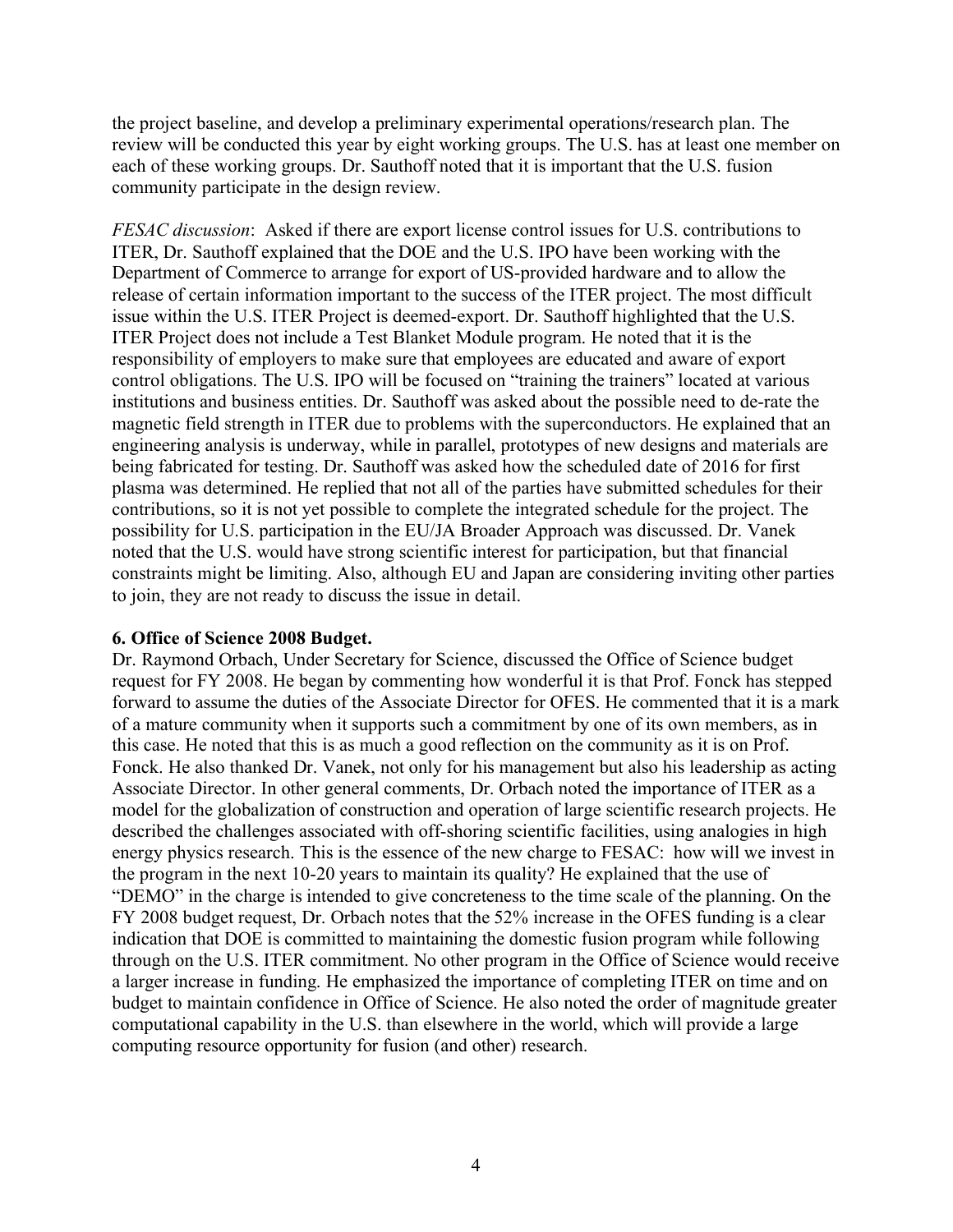the project baseline, and develop a preliminary experimental operations/research plan. The review will be conducted this year by eight working groups. The U.S. has at least one member on each of these working groups. Dr. Sauthoff noted that it is important that the U.S. fusion community participate in the design review.

*FESAC discussion*: Asked if there are export license control issues for U.S. contributions to ITER, Dr. Sauthoff explained that the DOE and the U.S. IPO have been working with the Department of Commerce to arrange for export of US-provided hardware and to allow the release of certain information important to the success of the ITER project. The most difficult issue within the U.S. ITER Project is deemed-export. Dr. Sauthoff highlighted that the U.S. ITER Project does not include a Test Blanket Module program. He noted that it is the responsibility of employers to make sure that employees are educated and aware of export control obligations. The U.S. IPO will be focused on "training the trainers" located at various institutions and business entities. Dr. Sauthoff was asked about the possible need to de-rate the magnetic field strength in ITER due to problems with the superconductors. He explained that an engineering analysis is underway, while in parallel, prototypes of new designs and materials are being fabricated for testing. Dr. Sauthoff was asked how the scheduled date of 2016 for first plasma was determined. He replied that not all of the parties have submitted schedules for their contributions, so it is not yet possible to complete the integrated schedule for the project. The possibility for U.S. participation in the EU/JA Broader Approach was discussed. Dr. Vanek noted that the U.S. would have strong scientific interest for participation, but that financial constraints might be limiting. Also, although EU and Japan are considering inviting other parties to join, they are not ready to discuss the issue in detail.

**6. Office of Science 2008 Budget.**

Dr. Raymond Orbach, Under Secretary for Science, discussed the Office of Science budget request for FY 2008. He began by commenting how wonderful it is that Prof. Fonck has stepped forward to assume the duties of the Associate Director for OFES. He commented that it is a mark of a mature community when it supports such a commitment by one of its own members, as in this case. He noted that this is as much a good reflection on the community as it is on Prof. Fonck. He also thanked Dr. Vanek, not only for his management but also his leadership as acting Associate Director. In other general comments, Dr. Orbach noted the importance of ITER as a model for the globalization of construction and operation of large scientific research projects. He described the challenges associated with off-shoring scientific facilities, using analogies in high energy physics research. This is the essence of the new charge to FESAC: how will we invest in the program in the next 10-20 years to maintain its quality? He explained that the use of "DEMO" in the charge is intended to give concreteness to the time scale of the planning. On the FY 2008 budget request, Dr. Orbach notes that the 52% increase in the OFES funding is a clear indication that DOE is committed to maintaining the domestic fusion program while following through on the U.S. ITER commitment. No other program in the Office of Science would receive a larger increase in funding. He emphasized the importance of completing ITER on time and on budget to maintain confidence in Office of Science. He also noted the order of magnitude greater computational capability in the U.S. than elsewhere in the world, which will provide a large computing resource opportunity for fusion (and other) research.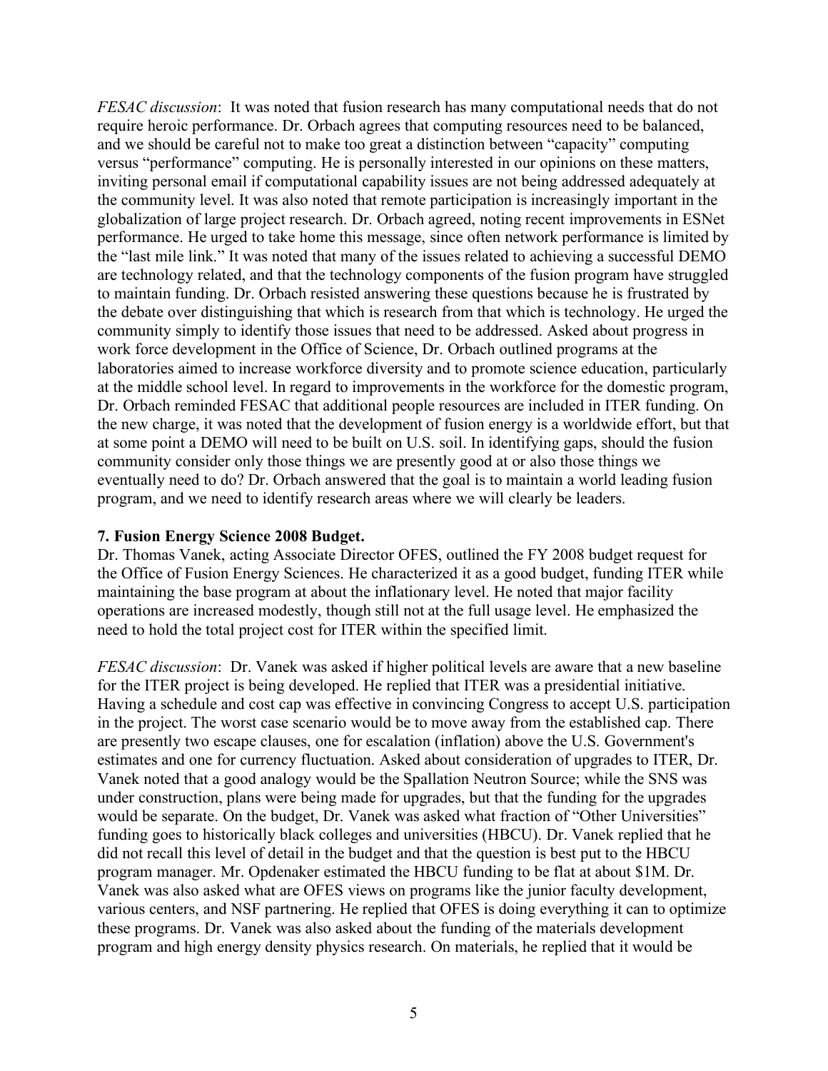*FESAC discussion*: It was noted that fusion research has many computational needs that do not require heroic performance. Dr. Orbach agrees that computing resources need to be balanced, and we should be careful not to make too great a distinction between "capacity" computing versus "performance" computing. He is personally interested in our opinions on these matters, inviting personal email if computational capability issues are not being addressed adequately at the community level. It was also noted that remote participation is increasingly important in the globalization of large project research. Dr. Orbach agreed, noting recent improvements in ESNet performance. He urged to take home this message, since often network performance is limited by the "last mile link." It was noted that many of the issues related to achieving a successful DEMO are technology related, and that the technology components of the fusion program have struggled to maintain funding. Dr. Orbach resisted answering these questions because he is frustrated by the debate over distinguishing that which is research from that which is technology. He urged the community simply to identify those issues that need to be addressed. Asked about progress in work force development in the Office of Science, Dr. Orbach outlined programs at the laboratories aimed to increase workforce diversity and to promote science education, particularly at the middle school level. In regard to improvements in the workforce for the domestic program, Dr. Orbach reminded FESAC that additional people resources are included in ITER funding. On the new charge, it was noted that the development of fusion energy is a worldwide effort, but that at some point a DEMO will need to be built on U.S. soil. In identifying gaps, should the fusion community consider only those things we are presently good at or also those things we eventually need to do? Dr. Orbach answered that the goal is to maintain a world leading fusion program, and we need to identify research areas where we will clearly be leaders.

**7. Fusion Energy Science 2008 Budget.**

Dr. Thomas Vanek, acting Associate Director OFES, outlined the FY 2008 budget request for the Office of Fusion Energy Sciences. He characterized it as a good budget, funding ITER while maintaining the base program at about the inflationary level. He noted that major facility operations are increased modestly, though still not at the full usage level. He emphasized the need to hold the total project cost for ITER within the specified limit.

*FESAC discussion*: Dr. Vanek was asked if higher political levels are aware that a new baseline for the ITER project is being developed. He replied that ITER was a presidential initiative. Having a schedule and cost cap was effective in convincing Congress to accept U.S. participation in the project. The worst case scenario would be to move away from the established cap. There are presently two escape clauses, one for escalation (inflation) above the U.S. Government's estimates and one for currency fluctuation. Asked about consideration of upgrades to ITER, Dr. Vanek noted that a good analogy would be the Spallation Neutron Source; while the SNS was under construction, plans were being made for upgrades, but that the funding for the upgrades would be separate. On the budget, Dr. Vanek was asked what fraction of "Other Universities" funding goes to historically black colleges and universities (HBCU). Dr. Vanek replied that he did not recall this level of detail in the budget and that the question is best put to the HBCU program manager. Mr. Opdenaker estimated the HBCU funding to be flat at about $1M. Dr. Vanek was also asked what are OFES views on programs like the junior faculty development, various centers, and NSF partnering. He replied that OFES is doing everything it can to optimize these programs. Dr. Vanek was also asked about the funding of the materials development program and high energy density physics research. On materials, he replied that it would be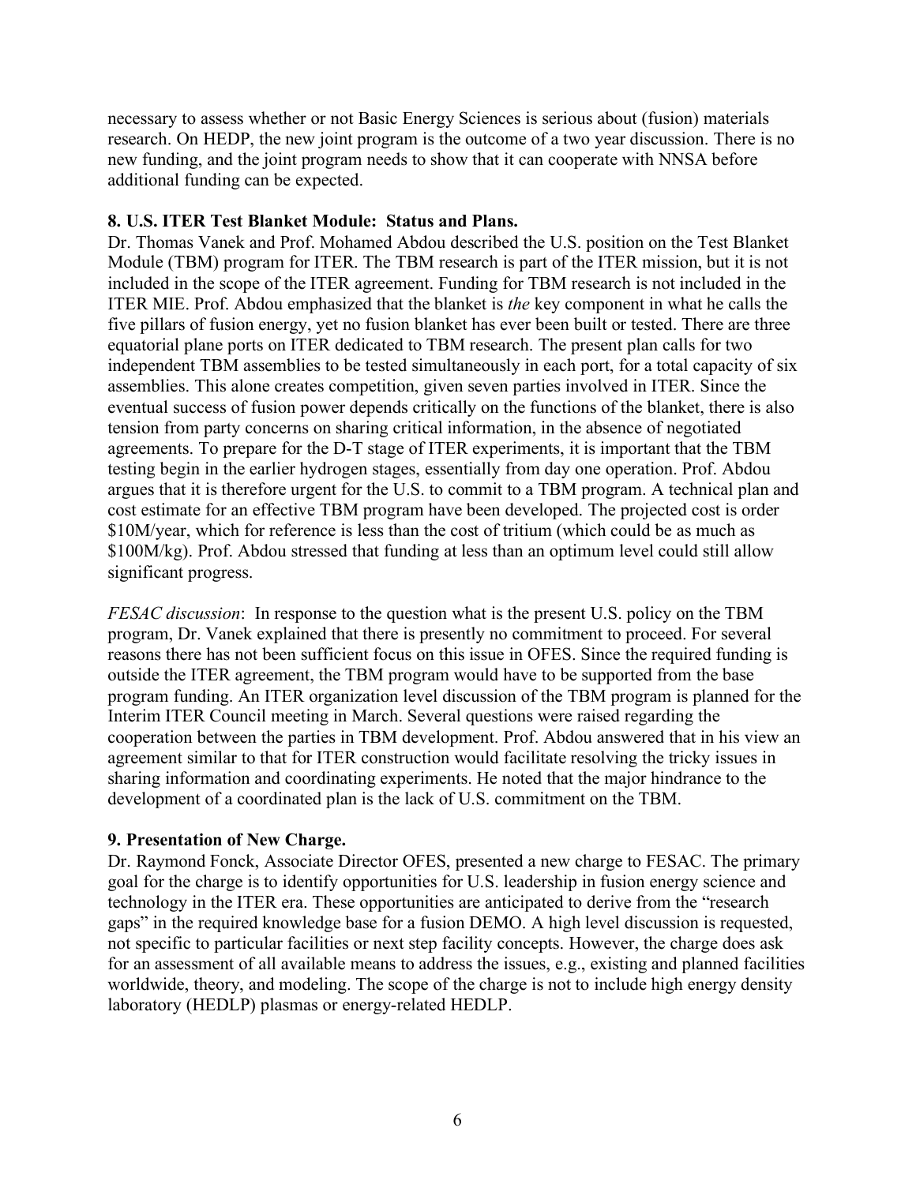necessary to assess whether or not Basic Energy Sciences is serious about (fusion) materials research. On HEDP, the new joint program is the outcome of a two year discussion. There is no new funding, and the joint program needs to show that it can cooperate with NNSA before additional funding can be expected.

**8. U.S. ITER Test Blanket Module: Status and Plans.**

Dr. Thomas Vanek and Prof. Mohamed Abdou described the U.S. position on the Test Blanket Module (TBM) program for ITER. The TBM research is part of the ITER mission, but it is not included in the scope of the ITER agreement. Funding for TBM research is not included in the ITER MIE. Prof. Abdou emphasized that the blanket is *the* key component in what he calls the five pillars of fusion energy, yet no fusion blanket has ever been built or tested. There are three equatorial plane ports on ITER dedicated to TBM research. The present plan calls for two independent TBM assemblies to be tested simultaneously in each port, for a total capacity of six assemblies. This alone creates competition, given seven parties involved in ITER. Since the eventual success of fusion power depends critically on the functions of the blanket, there is also tension from party concerns on sharing critical information, in the absence of negotiated agreements. To prepare for the D-T stage of ITER experiments, it is important that the TBM testing begin in the earlier hydrogen stages, essentially from day one operation. Prof. Abdou argues that it is therefore urgent for the U.S. to commit to a TBM program. A technical plan and cost estimate for an effective TBM program have been developed. The projected cost is order \$10M/year, which for reference is less than the cost of tritium (which could be as much as \$100M/kg). Prof. Abdou stressed that funding at less than an optimum level could still allow significant progress.

*FESAC discussion*: In response to the question what is the present U.S. policy on the TBM program, Dr. Vanek explained that there is presently no commitment to proceed. For several reasons there has not been sufficient focus on this issue in OFES. Since the required funding is outside the ITER agreement, the TBM program would have to be supported from the base program funding. An ITER organization level discussion of the TBM program is planned for the Interim ITER Council meeting in March. Several questions were raised regarding the cooperation between the parties in TBM development. Prof. Abdou answered that in his view an agreement similar to that for ITER construction would facilitate resolving the tricky issues in sharing information and coordinating experiments. He noted that the major hindrance to the development of a coordinated plan is the lack of U.S. commitment on the TBM.

**9. Presentation of New Charge.**

Dr. Raymond Fonck, Associate Director OFES, presented a new charge to FESAC. The primary goal for the charge is to identify opportunities for U.S. leadership in fusion energy science and technology in the ITER era. These opportunities are anticipated to derive from the "research gaps" in the required knowledge base for a fusion DEMO. A high level discussion is requested, not specific to particular facilities or next step facility concepts. However, the charge does ask for an assessment of all available means to address the issues, e.g., existing and planned facilities worldwide, theory, and modeling. The scope of the charge is not to include high energy density laboratory (HEDLP) plasmas or energy-related HEDLP.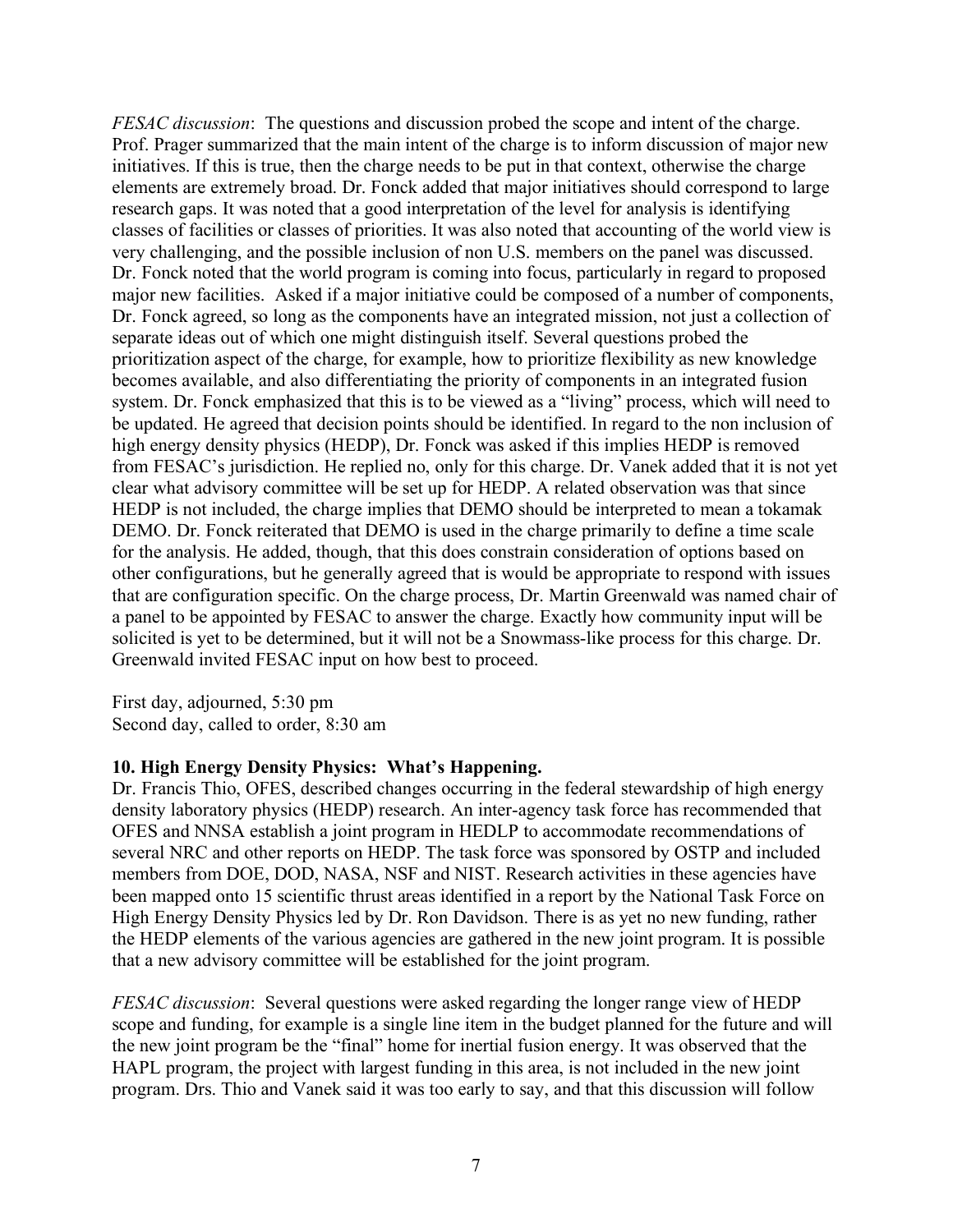*FESAC discussion*: The questions and discussion probed the scope and intent of the charge. Prof. Prager summarized that the main intent of the charge is to inform discussion of major new initiatives. If this is true, then the charge needs to be put in that context, otherwise the charge elements are extremely broad. Dr. Fonck added that major initiatives should correspond to large research gaps. It was noted that a good interpretation of the level for analysis is identifying classes of facilities or classes of priorities. It was also noted that accounting of the world view is very challenging, and the possible inclusion of non U.S. members on the panel was discussed. Dr. Fonck noted that the world program is coming into focus, particularly in regard to proposed major new facilities. Asked if a major initiative could be composed of a number of components, Dr. Fonck agreed, so long as the components have an integrated mission, not just a collection of separate ideas out of which one might distinguish itself. Several questions probed the prioritization aspect of the charge, for example, how to prioritize flexibility as new knowledge becomes available, and also differentiating the priority of components in an integrated fusion system. Dr. Fonck emphasized that this is to be viewed as a "living" process, which will need to be updated. He agreed that decision points should be identified. In regard to the non inclusion of high energy density physics (HEDP), Dr. Fonck was asked if this implies HEDP is removed from FESAC's jurisdiction. He replied no, only for this charge. Dr. Vanek added that it is not yet clear what advisory committee will be set up for HEDP. A related observation was that since HEDP is not included, the charge implies that DEMO should be interpreted to mean a tokamak DEMO. Dr. Fonck reiterated that DEMO is used in the charge primarily to define a time scale for the analysis. He added, though, that this does constrain consideration of options based on other configurations, but he generally agreed that is would be appropriate to respond with issues that are configuration specific. On the charge process, Dr. Martin Greenwald was named chair of a panel to be appointed by FESAC to answer the charge. Exactly how community input will be solicited is yet to be determined, but it will not be a Snowmass-like process for this charge. Dr. Greenwald invited FESAC input on how best to proceed.

First day, adjourned, 5:30 pm
Second day, called to order, 8:30 am

**10. High Energy Density Physics: What's Happening.**

Dr. Francis Thio, OFES, described changes occurring in the federal stewardship of high energy density laboratory physics (HEDP) research. An inter-agency task force has recommended that OFES and NNSA establish a joint program in HEDLP to accommodate recommendations of several NRC and other reports on HEDP. The task force was sponsored by OSTP and included members from DOE, DOD, NASA, NSF and NIST. Research activities in these agencies have been mapped onto 15 scientific thrust areas identified in a report by the National Task Force on High Energy Density Physics led by Dr. Ron Davidson. There is as yet no new funding, rather the HEDP elements of the various agencies are gathered in the new joint program. It is possible that a new advisory committee will be established for the joint program.

*FESAC discussion*: Several questions were asked regarding the longer range view of HEDP scope and funding, for example is a single line item in the budget planned for the future and will the new joint program be the "final" home for inertial fusion energy. It was observed that the HAPL program, the project with largest funding in this area, is not included in the new joint program. Drs. Thio and Vanek said it was too early to say, and that this discussion will follow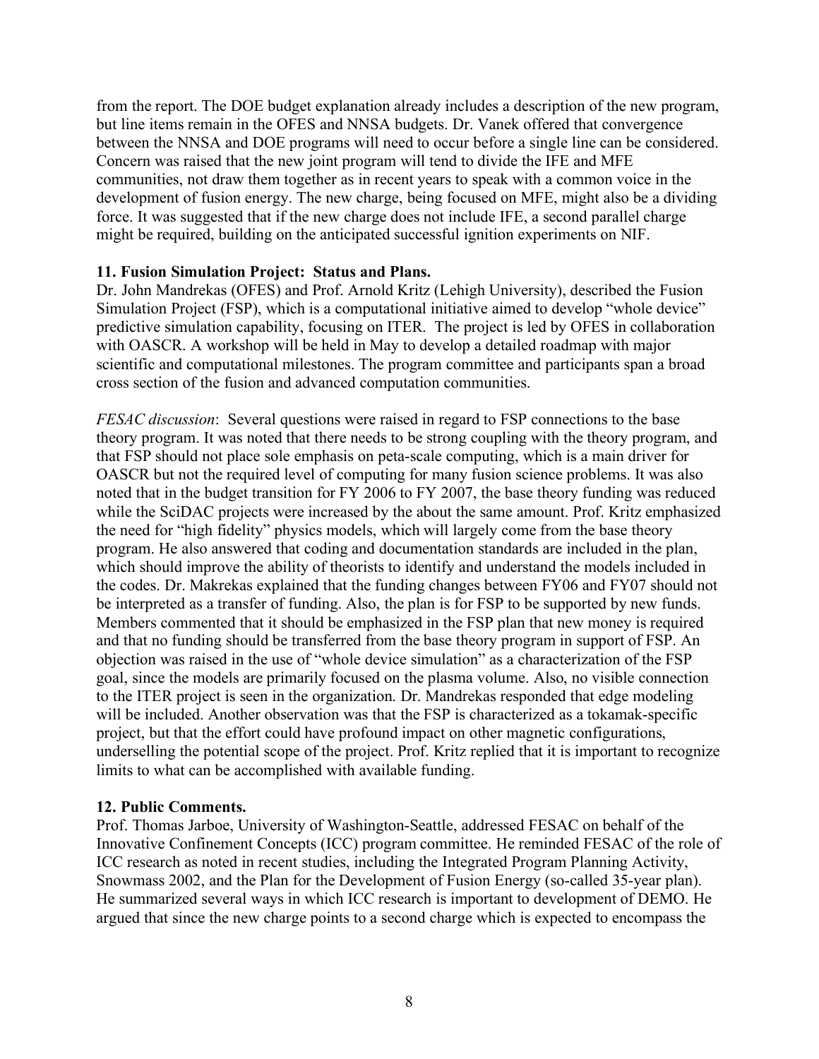from the report. The DOE budget explanation already includes a description of the new program, but line items remain in the OFES and NNSA budgets. Dr. Vanek offered that convergence between the NNSA and DOE programs will need to occur before a single line can be considered. Concern was raised that the new joint program will tend to divide the IFE and MFE communities, not draw them together as in recent years to speak with a common voice in the development of fusion energy. The new charge, being focused on MFE, might also be a dividing force. It was suggested that if the new charge does not include IFE, a second parallel charge might be required, building on the anticipated successful ignition experiments on NIF.

**11. Fusion Simulation Project: Status and Plans.**
Dr. John Mandrekas (OFES) and Prof. Arnold Kritz (Lehigh University), described the Fusion Simulation Project (FSP), which is a computational initiative aimed to develop "whole device" predictive simulation capability, focusing on ITER. The project is led by OFES in collaboration with OASCR. A workshop will be held in May to develop a detailed roadmap with major scientific and computational milestones. The program committee and participants span a broad cross section of the fusion and advanced computation communities.

*FESAC discussion*: Several questions were raised in regard to FSP connections to the base theory program. It was noted that there needs to be strong coupling with the theory program, and that FSP should not place sole emphasis on peta-scale computing, which is a main driver for OASCR but not the required level of computing for many fusion science problems. It was also noted that in the budget transition for FY 2006 to FY 2007, the base theory funding was reduced while the SciDAC projects were increased by the about the same amount. Prof. Kritz emphasized the need for "high fidelity" physics models, which will largely come from the base theory program. He also answered that coding and documentation standards are included in the plan, which should improve the ability of theorists to identify and understand the models included in the codes. Dr. Makrekas explained that the funding changes between FY06 and FY07 should not be interpreted as a transfer of funding. Also, the plan is for FSP to be supported by new funds. Members commented that it should be emphasized in the FSP plan that new money is required and that no funding should be transferred from the base theory program in support of FSP. An objection was raised in the use of "whole device simulation" as a characterization of the FSP goal, since the models are primarily focused on the plasma volume. Also, no visible connection to the ITER project is seen in the organization. Dr. Mandrekas responded that edge modeling will be included. Another observation was that the FSP is characterized as a tokamak-specific project, but that the effort could have profound impact on other magnetic configurations, underselling the potential scope of the project. Prof. Kritz replied that it is important to recognize limits to what can be accomplished with available funding.

**12. Public Comments.**
Prof. Thomas Jarboe, University of Washington-Seattle, addressed FESAC on behalf of the Innovative Confinement Concepts (ICC) program committee. He reminded FESAC of the role of ICC research as noted in recent studies, including the Integrated Program Planning Activity, Snowmass 2002, and the Plan for the Development of Fusion Energy (so-called 35-year plan). He summarized several ways in which ICC research is important to development of DEMO. He argued that since the new charge points to a second charge which is expected to encompass the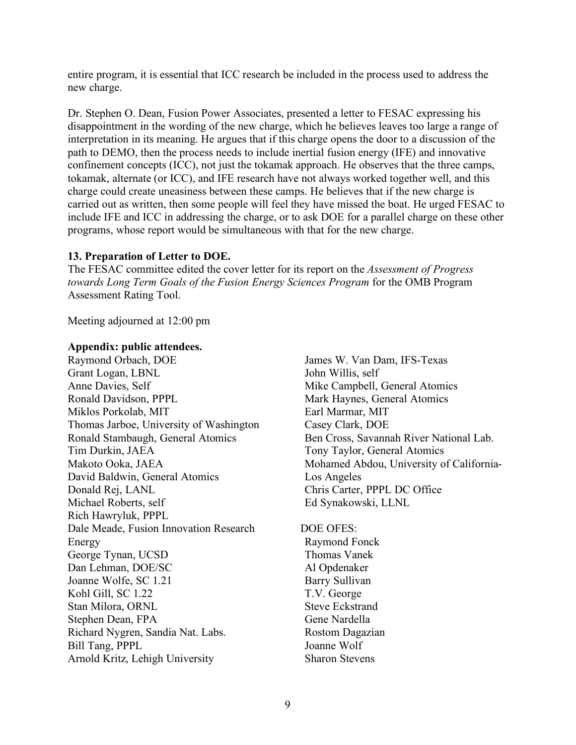entire program, it is essential that ICC research be included in the process used to address the new charge.

Dr. Stephen O. Dean, Fusion Power Associates, presented a letter to FESAC expressing his disappointment in the wording of the new charge, which he believes leaves too large a range of interpretation in its meaning. He argues that if this charge opens the door to a discussion of the path to DEMO, then the process needs to include inertial fusion energy (IFE) and innovative confinement concepts (ICC), not just the tokamak approach. He observes that the three camps, tokamak, alternate (or ICC), and IFE research have not always worked together well, and this charge could create uneasiness between these camps. He believes that if the new charge is carried out as written, then some people will feel they have missed the boat. He urged FESAC to include IFE and ICC in addressing the charge, or to ask DOE for a parallel charge on these other programs, whose report would be simultaneous with that for the new charge.

**13. Preparation of Letter to DOE.**

The FESAC committee edited the cover letter for its report on the *Assessment of Progress towards Long Term Goals of the Fusion Energy Sciences Program* for the OMB Program Assessment Rating Tool.

Meeting adjourned at 12:00 pm

**Appendix: public attendees.**

Raymond Orbach, DOE
Grant Logan, LBNL
Anne Davies, Self
Ronald Davidson, PPPL
Miklos Porkolab, MIT
Thomas Jarboe, University of Washington
Ronald Stambaugh, General Atomics
Tim Durkin, JAEA
Makoto Ooka, JAEA
David Baldwin, General Atomics
Donald Rej, LANL
Michael Roberts, self
Rich Hawryluk, PPPL
Dale Meade, Fusion Innovation Research Energy
George Tynan, UCSD
Dan Lehman, DOE/SC
Joanne Wolfe, SC 1.21
Kohl Gill, SC 1.22
Stan Milora, ORNL
Stephen Dean, FPA
Richard Nygren, Sandia Nat. Labs.
Bill Tang, PPPL
Arnold Kritz, Lehigh University
James W. Van Dam, IFS-Texas
John Willis, self
Mike Campbell, General Atomics
Mark Haynes, General Atomics
Earl Marmar, MIT
Casey Clark, DOE
Ben Cross, Savannah River National Lab.
Tony Taylor, General Atomics
Mohamed Abdou, University of California-Los Angeles
Chris Carter, PPPL DC Office
Ed Synakowski, LLNL

DOE OFES:
Raymond Fonck
Thomas Vanek
Al Opdenaker
Barry Sullivan
T.V. George
Steve Eckstrand
Gene Nardella
Rostom Dagazian
Joanne Wolf
Sharon Stevens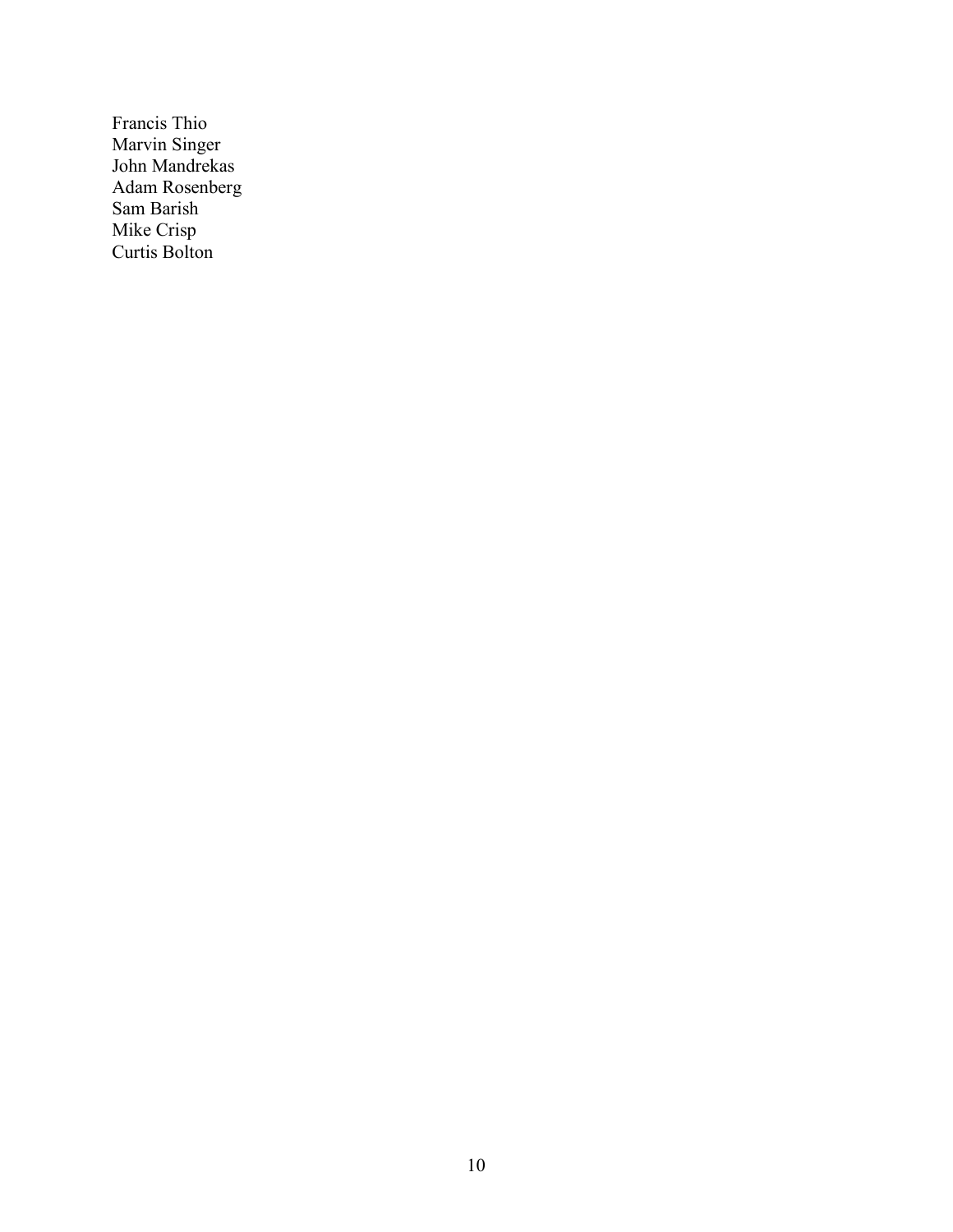Francis Thio  
Marvin Singer  
John Mandrekas  
Adam Rosenberg  
Sam Barish  
Mike Crisp  
Curtis Bolton